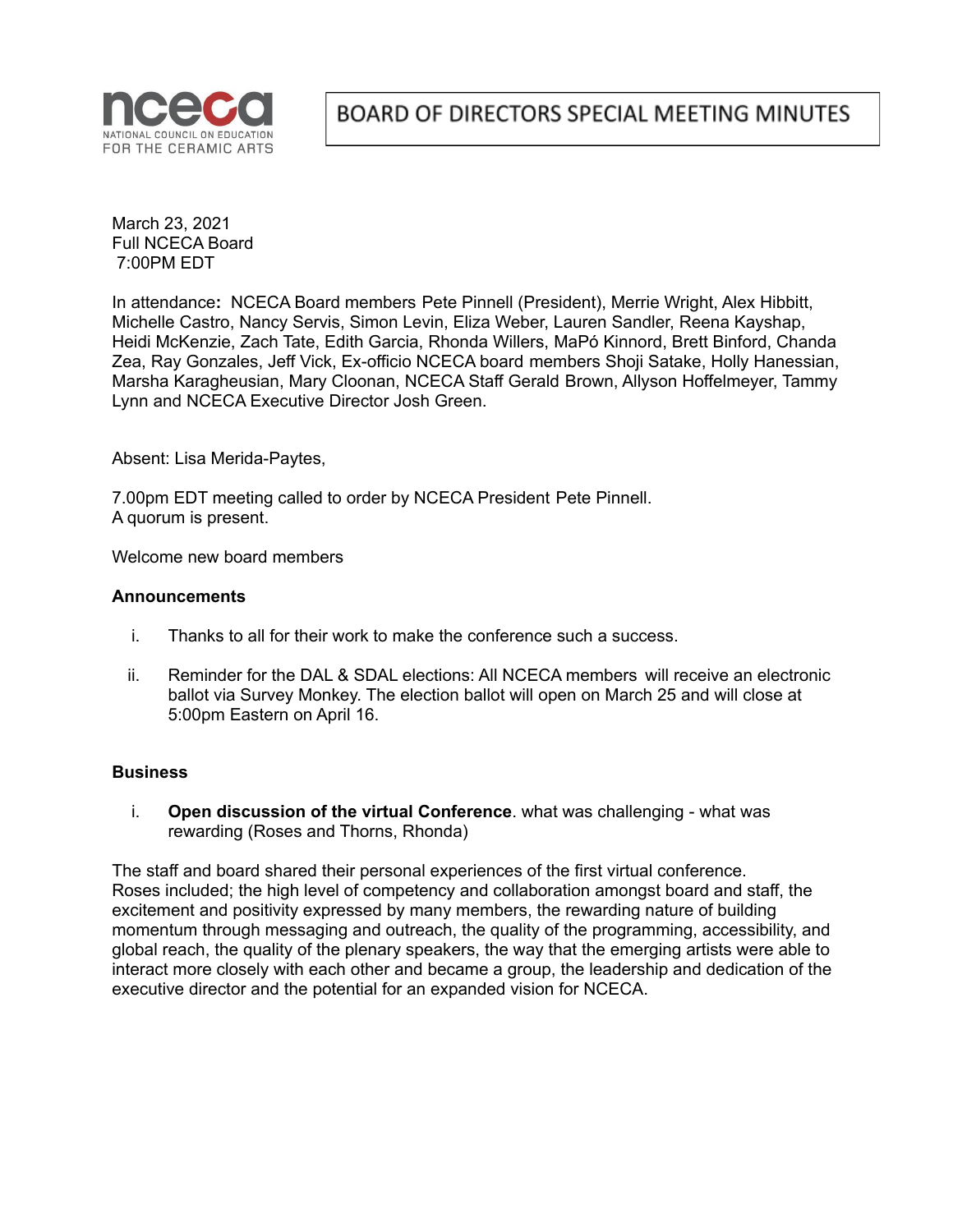nceca
NATIONAL COUNCIL ON EDUCATION FOR THE CERAMIC ARTS

# BOARD OF DIRECTORS SPECIAL MEETING MINUTES

March 23, 2021
Full NCECA Board
7:00PM EDT

In attendance**:** NCECA Board members Pete Pinnell (President), Merrie Wright, Alex Hibbitt, Michelle Castro, Nancy Servis, Simon Levin, Eliza Weber, Lauren Sandler, Reena Kayshap, Heidi McKenzie, Zach Tate, Edith Garcia, Rhonda Willers, MaPó Kinnord, Brett Binford, Chanda Zea, Ray Gonzales, Jeff Vick, Ex-officio NCECA board members Shoji Satake, Holly Hanessian, Marsha Karagheusian, Mary Cloonan, NCECA Staff Gerald Brown, Allyson Hoffelmeyer, Tammy Lynn and NCECA Executive Director Josh Green.

Absent: Lisa Merida-Paytes,

7.00pm EDT meeting called to order by NCECA President Pete Pinnell.
A quorum is present.

Welcome new board members

**Announcements**

i. Thanks to all for their work to make the conference such a success.

ii. Reminder for the DAL & SDAL elections: All NCECA members will receive an electronic ballot via Survey Monkey. The election ballot will open on March 25 and will close at 5:00pm Eastern on April 16.

**Business**

i. **Open discussion of the virtual Conference**. what was challenging - what was rewarding (Roses and Thorns, Rhonda)

The staff and board shared their personal experiences of the first virtual conference. Roses included; the high level of competency and collaboration amongst board and staff, the excitement and positivity expressed by many members, the rewarding nature of building momentum through messaging and outreach, the quality of the programming, accessibility, and global reach, the quality of the plenary speakers, the way that the emerging artists were able to interact more closely with each other and became a group, the leadership and dedication of the executive director and the potential for an expanded vision for NCECA.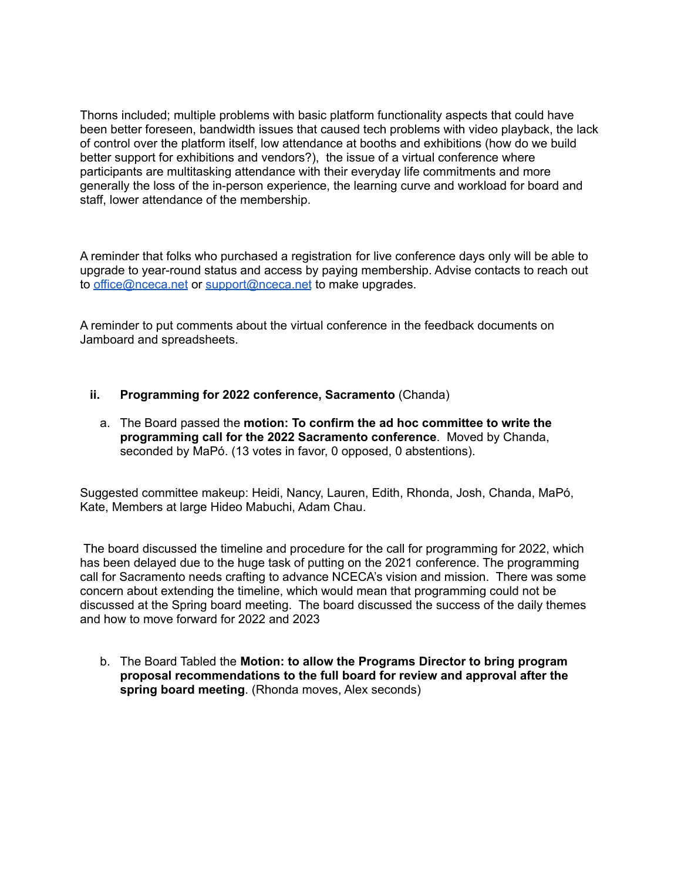Thorns included; multiple problems with basic platform functionality aspects that could have been better foreseen, bandwidth issues that caused tech problems with video playback, the lack of control over the platform itself, low attendance at booths and exhibitions (how do we build better support for exhibitions and vendors?), the issue of a virtual conference where participants are multitasking attendance with their everyday life commitments and more generally the loss of the in-person experience, the learning curve and workload for board and staff, lower attendance of the membership.

A reminder that folks who purchased a registration for live conference days only will be able to upgrade to year-round status and access by paying membership. Advise contacts to reach out to office@nceca.net or support@nceca.net to make upgrades.

A reminder to put comments about the virtual conference in the feedback documents on Jamboard and spreadsheets.

**ii. Programming for 2022 conference, Sacramento** (Chanda)

a. The Board passed the **motion: To confirm the ad hoc committee to write the programming call for the 2022 Sacramento conference**. Moved by Chanda, seconded by MaPó. (13 votes in favor, 0 opposed, 0 abstentions).

Suggested committee makeup: Heidi, Nancy, Lauren, Edith, Rhonda, Josh, Chanda, MaPó, Kate, Members at large Hideo Mabuchi, Adam Chau.

The board discussed the timeline and procedure for the call for programming for 2022, which has been delayed due to the huge task of putting on the 2021 conference. The programming call for Sacramento needs crafting to advance NCECA's vision and mission. There was some concern about extending the timeline, which would mean that programming could not be discussed at the Spring board meeting. The board discussed the success of the daily themes and how to move forward for 2022 and 2023

b. The Board Tabled the **Motion: to allow the Programs Director to bring program proposal recommendations to the full board for review and approval after the spring board meeting**. (Rhonda moves, Alex seconds)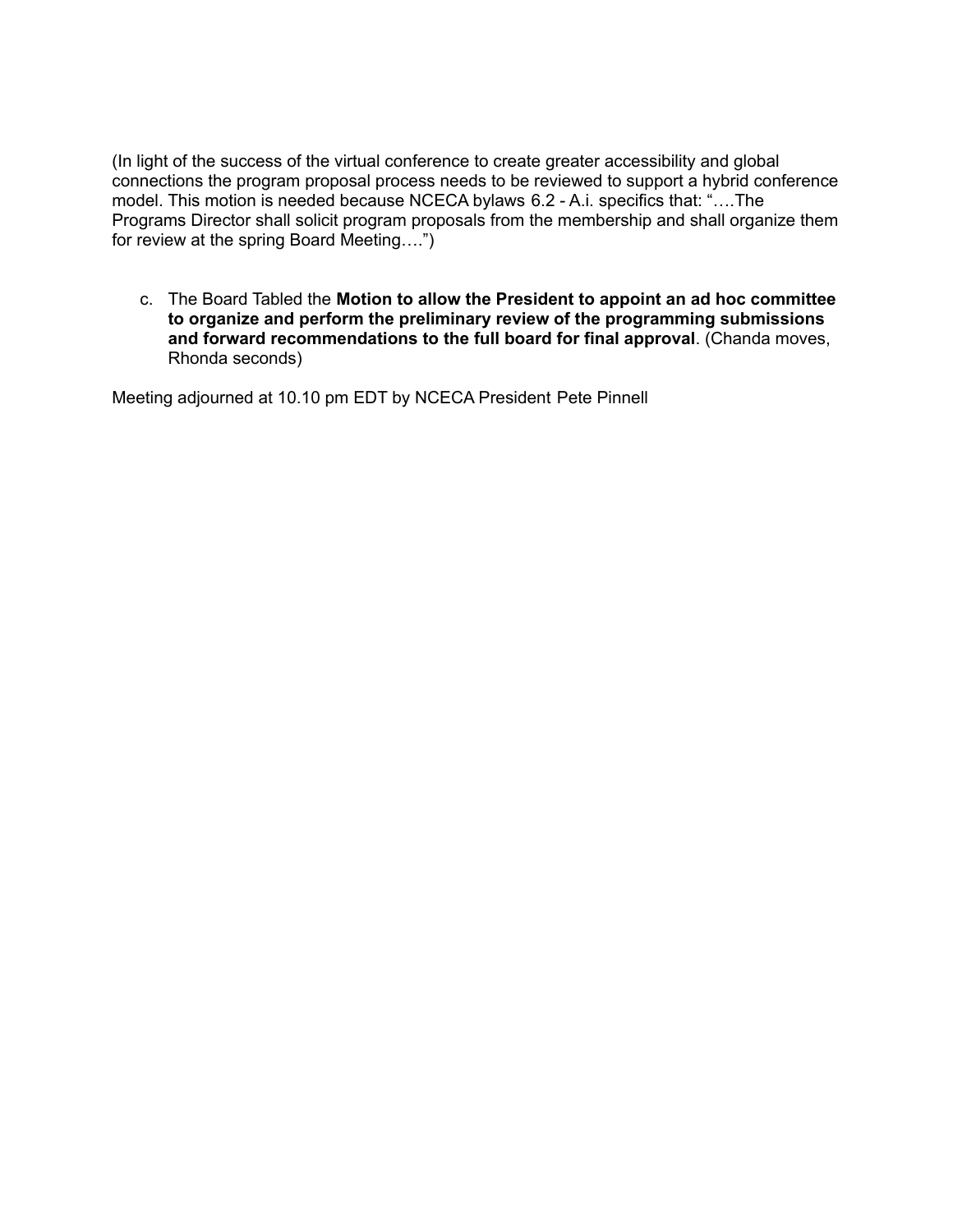(In light of the success of the virtual conference to create greater accessibility and global connections the program proposal process needs to be reviewed to support a hybrid conference model. This motion is needed because NCECA bylaws 6.2 - A.i. specifics that: "….The Programs Director shall solicit program proposals from the membership and shall organize them for review at the spring Board Meeting….")

c. The Board Tabled the **Motion to allow the President to appoint an ad hoc committee to organize and perform the preliminary review of the programming submissions and forward recommendations to the full board for final approval**. (Chanda moves, Rhonda seconds)

Meeting adjourned at 10.10 pm EDT by NCECA President Pete Pinnell